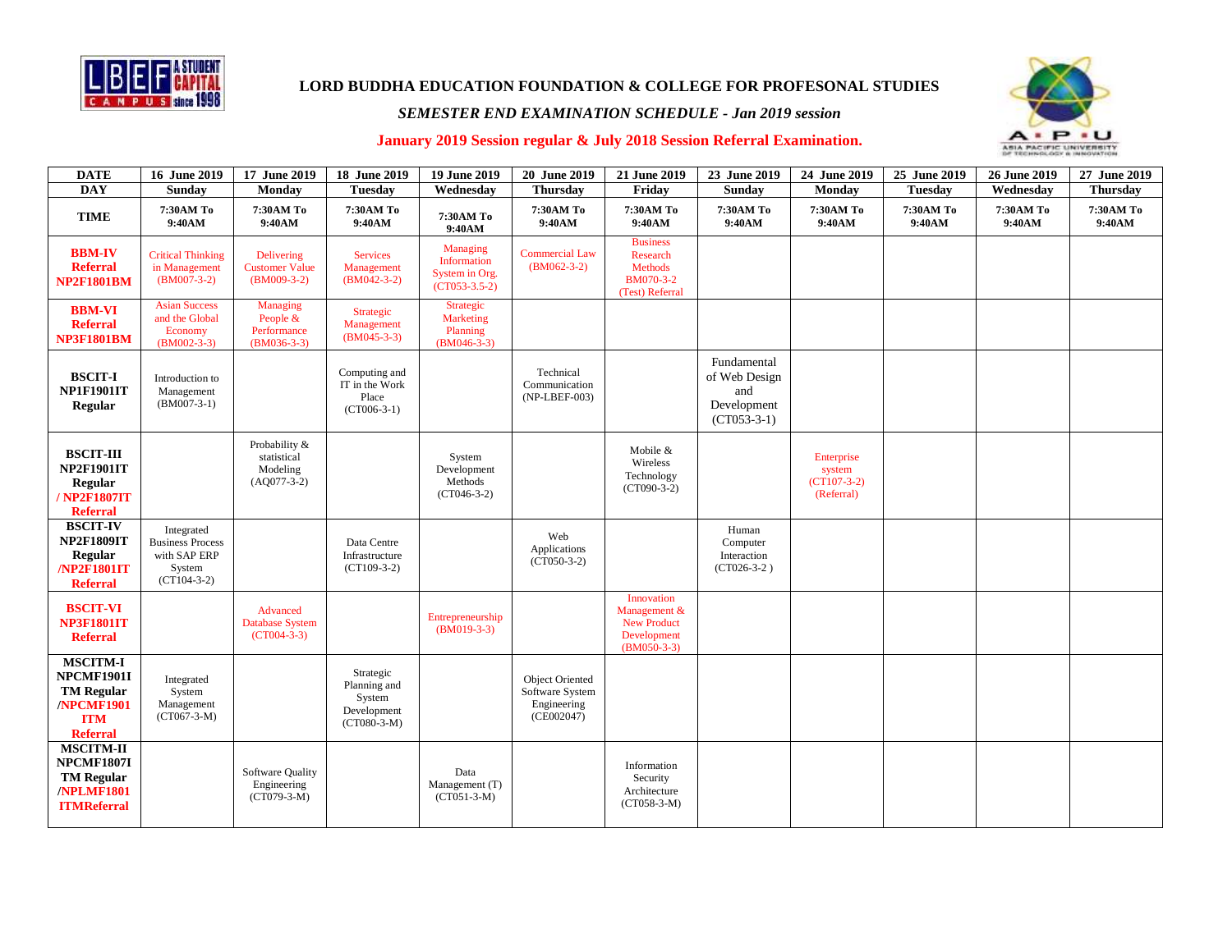# LORD BUDDHA EDUCATION FOUNDATION & COLLEGE FOR PROFESONAL STUDIES

## *SEMESTER END EXAMINATION SCHEDULE - Jan 2019 session*

### January 2019 Session regular & July 2018 Session Referral Examination.

| DATE | 16 June 2019 | 17 June 2019 | 18 June 2019 | 19 June 2019 | 20 June 2019 | 21 June 2019 | 23 June 2019 | 24 June 2019 | 25 June 2019 | 26 June 2019 | 27 June 2019 |
|---|---|---|---|---|---|---|---|---|---|---|---|
| **DAY** | **Sunday** | **Monday** | **Tuesday** | **Wednesday** | **Thursday** | **Friday** | **Sunday** | **Monday** | **Tuesday** | **Wednesday** | **Thursday** |
| **TIME** | **7:30AM To 9:40AM** | **7:30AM To 9:40AM** | **7:30AM To 9:40AM** | **7:30AM To 9:40AM** | **7:30AM To 9:40AM** | **7:30AM To 9:40AM** | **7:30AM To 9:40AM** | **7:30AM To 9:40AM** | **7:30AM To 9:40AM** | **7:30AM To 9:40AM** | **7:30AM To 9:40AM** |
| **BBM-IV Referral NP2F1801BM** | Critical Thinking in Management (BM007-3-2) | Delivering Customer Value (BM009-3-2) | Services Management (BM042-3-2) | Managing Information System in Org. (CT053-3.5-2) | Commercial Law (BM062-3-2) | Business Research Methods BM070-3-2 (Test) Referral | | | | | |
| **BBM-VI Referral NP3F1801BM** | Asian Success and the Global Economy (BM002-3-3) | Managing People & Performance (BM036-3-3) | Strategic Management (BM045-3-3) | Strategic Marketing Planning (BM046-3-3) | | | | | | | |
| **BSCIT-I NP1F1901IT Regular** | Introduction to Management (BM007-3-1) | | Computing and IT in the Work Place (CT006-3-1) | | Technical Communication (NP-LBEF-003) | | Fundamental of Web Design and Development (CT053-3-1) | | | | |
| **BSCIT-III NP2F1901IT Regular / NP2F1807IT Referral** | | Probability & statistical Modeling (AQ077-3-2) | | System Development Methods (CT046-3-2) | | Mobile & Wireless Technology (CT090-3-2) | | Enterprise system (CT107-3-2) (Referral) | | | |
| **BSCIT-IV NP2F1809IT Regular /NP2F1801IT Referral** | Integrated Business Process with SAP ERP System (CT104-3-2) | | Data Centre Infrastructure (CT109-3-2) | | Web Applications (CT050-3-2) | | Human Computer Interaction (CT026-3-2 ) | | | | |
| **BSCIT-VI NP3F1801IT Referral** | | Advanced Database System (CT004-3-3) | | Entrepreneurship (BM019-3-3) | | Innovation Management & New Product Development (BM050-3-3) | | | | | |
| **MSCITM-I NPCMF1901ITM Regular /NPCMF1901ITM Referral** | Integrated System Management (CT067-3-M) | | Strategic Planning and System Development (CT080-3-M) | | Object Oriented Software System Engineering (CE002047) | | | | | | |
| **MSCITM-II NPCMF1807ITM Regular /NPLMF1801ITMReferral** | | Software Quality Engineering (CT079-3-M) | | Data Management (T) (CT051-3-M) | | Information Security Architecture (CT058-3-M) | | | | | |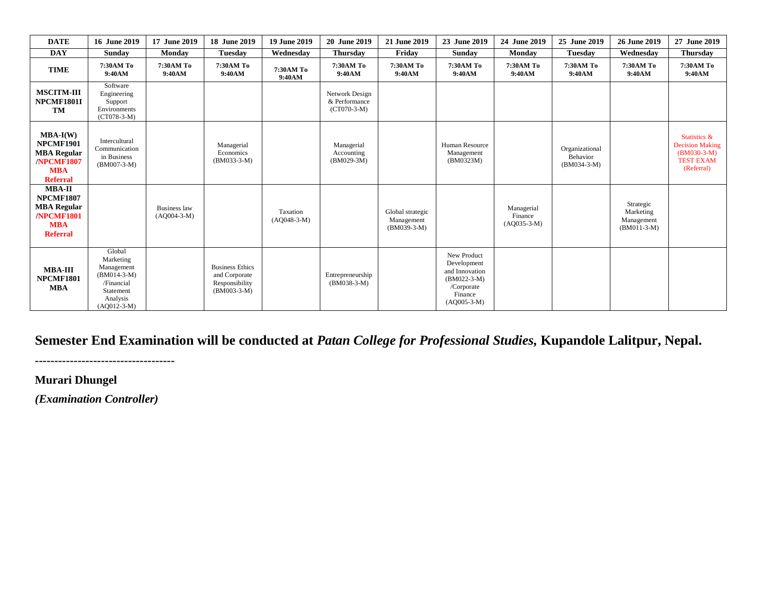| DATE | 16 June 2019 | 17 June 2019 | 18 June 2019 | 19 June 2019 | 20 June 2019 | 21 June 2019 | 23 June 2019 | 24 June 2019 | 25 June 2019 | 26 June 2019 | 27 June 2019 |
|---|---|---|---|---|---|---|---|---|---|---|---|
| **DAY** | **Sunday** | **Monday** | **Tuesday** | **Wednesday** | **Thursday** | **Friday** | **Sunday** | **Monday** | **Tuesday** | **Wednesday** | **Thursday** |
| **TIME** | **7:30AM To 9:40AM** | **7:30AM To 9:40AM** | **7:30AM To 9:40AM** | **7:30AM To 9:40AM** | **7:30AM To 9:40AM** | **7:30AM To 9:40AM** | **7:30AM To 9:40AM** | **7:30AM To 9:40AM** | **7:30AM To 9:40AM** | **7:30AM To 9:40AM** | **7:30AM To 9:40AM** |
| **MSCITM-III NPCMF1801ITM** | Software Engineering Support Environments (CT078-3-M) | | | | Network Design & Performance (CT070-3-M) | | | | | | |
| **MBA-I(W) NPCMF1901 MBA Regular /NPCMF1807 MBA Referral** | Intercultural Communication in Business (BM007-3-M) | | Managerial Economics (BM033-3-M) | | Managerial Accounting (BM029-3M) | | Human Resource Management (BM0323M) | | Organizational Behavior (BM034-3-M) | | Statistics & Decision Making (BM030-3-M) TEST EXAM (Referral) |
| **MBA-II NPCMF1807 MBA Regular /NPCMF1801 MBA Referral** | | Business law (AQ004-3-M) | | Taxation (AQ048-3-M) | | Global strategic Management (BM039-3-M) | | Managerial Finance (AQ035-3-M) | | Strategic Marketing Management (BM011-3-M) | |
| **MBA-III NPCMF1801 MBA** | Global Marketing Management (BM014-3-M) /Financial Statement Analysis (AQ012-3-M) | | Business Ethics and Corporate Responsibility (BM003-3-M) | | Entrepreneurship (BM038-3-M) | | New Product Development and Innovation (BM022-3-M) /Corporate Finance (AQ005-3-M) | | | | |

**Semester End Examination will be conducted at *Patan College for Professional Studies,* Kupandole Lalitpur, Nepal.**

-----------------------------------

**Murari Dhungel**

***(Examination Controller)***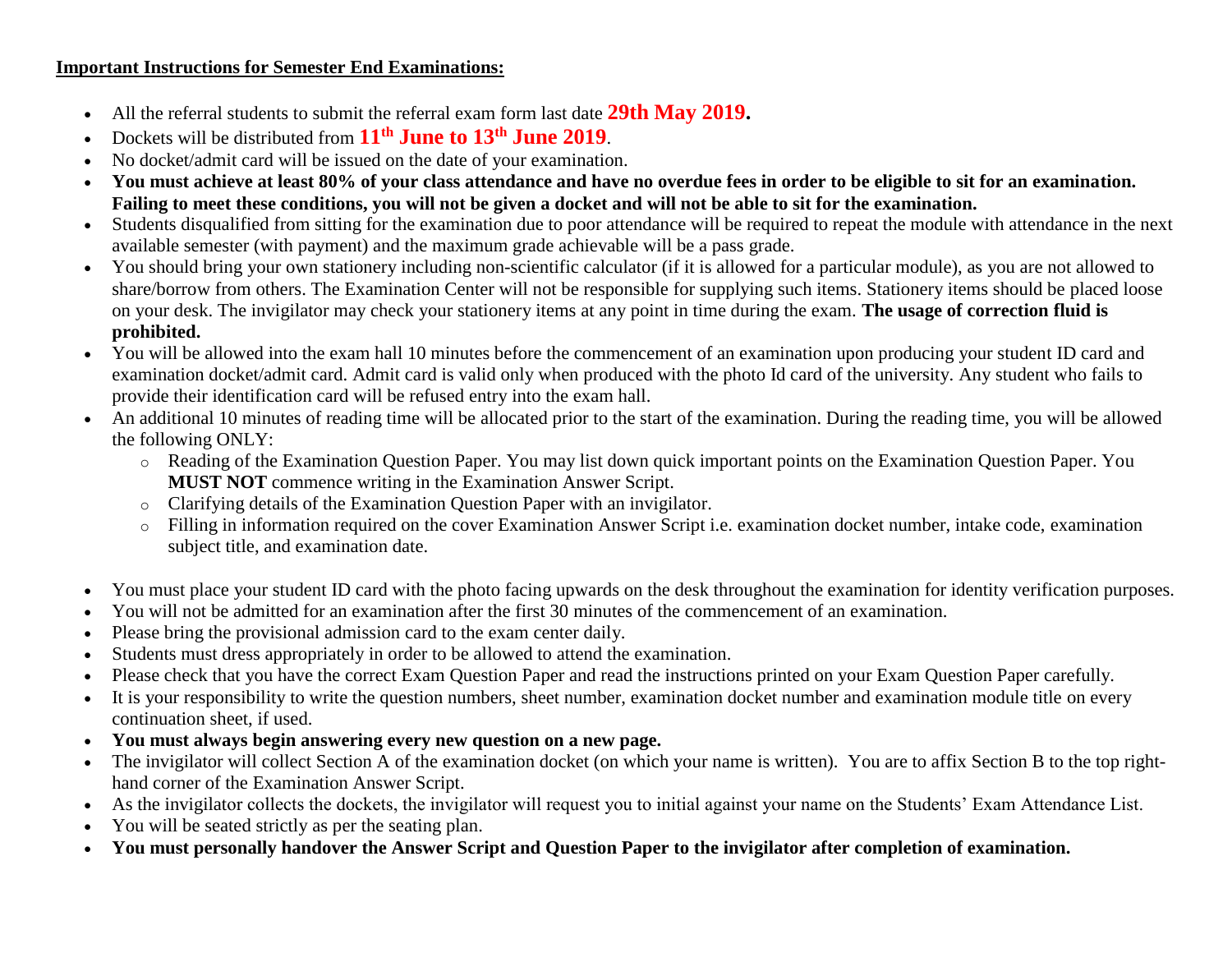**Important Instructions for Semester End Examinations:**

- All the referral students to submit the referral exam form last date **29th May 2019.**
- Dockets will be distributed from **11th June to 13th June 2019**.
- No docket/admit card will be issued on the date of your examination.
- **You must achieve at least 80% of your class attendance and have no overdue fees in order to be eligible to sit for an examination. Failing to meet these conditions, you will not be given a docket and will not be able to sit for the examination.**
- Students disqualified from sitting for the examination due to poor attendance will be required to repeat the module with attendance in the next available semester (with payment) and the maximum grade achievable will be a pass grade.
- You should bring your own stationery including non-scientific calculator (if it is allowed for a particular module), as you are not allowed to share/borrow from others. The Examination Center will not be responsible for supplying such items. Stationery items should be placed loose on your desk. The invigilator may check your stationery items at any point in time during the exam. **The usage of correction fluid is prohibited.**
- You will be allowed into the exam hall 10 minutes before the commencement of an examination upon producing your student ID card and examination docket/admit card. Admit card is valid only when produced with the photo Id card of the university. Any student who fails to provide their identification card will be refused entry into the exam hall.
- An additional 10 minutes of reading time will be allocated prior to the start of the examination. During the reading time, you will be allowed the following ONLY:
    - Reading of the Examination Question Paper. You may list down quick important points on the Examination Question Paper. You **MUST NOT** commence writing in the Examination Answer Script.
    - Clarifying details of the Examination Question Paper with an invigilator.
    - Filling in information required on the cover Examination Answer Script i.e. examination docket number, intake code, examination subject title, and examination date.

- You must place your student ID card with the photo facing upwards on the desk throughout the examination for identity verification purposes.
- You will not be admitted for an examination after the first 30 minutes of the commencement of an examination.
- Please bring the provisional admission card to the exam center daily.
- Students must dress appropriately in order to be allowed to attend the examination.
- Please check that you have the correct Exam Question Paper and read the instructions printed on your Exam Question Paper carefully.
- It is your responsibility to write the question numbers, sheet number, examination docket number and examination module title on every continuation sheet, if used.
- **You must always begin answering every new question on a new page.**
- The invigilator will collect Section A of the examination docket (on which your name is written). You are to affix Section B to the top right-hand corner of the Examination Answer Script.
- As the invigilator collects the dockets, the invigilator will request you to initial against your name on the Students' Exam Attendance List.
- You will be seated strictly as per the seating plan.
- **You must personally handover the Answer Script and Question Paper to the invigilator after completion of examination.**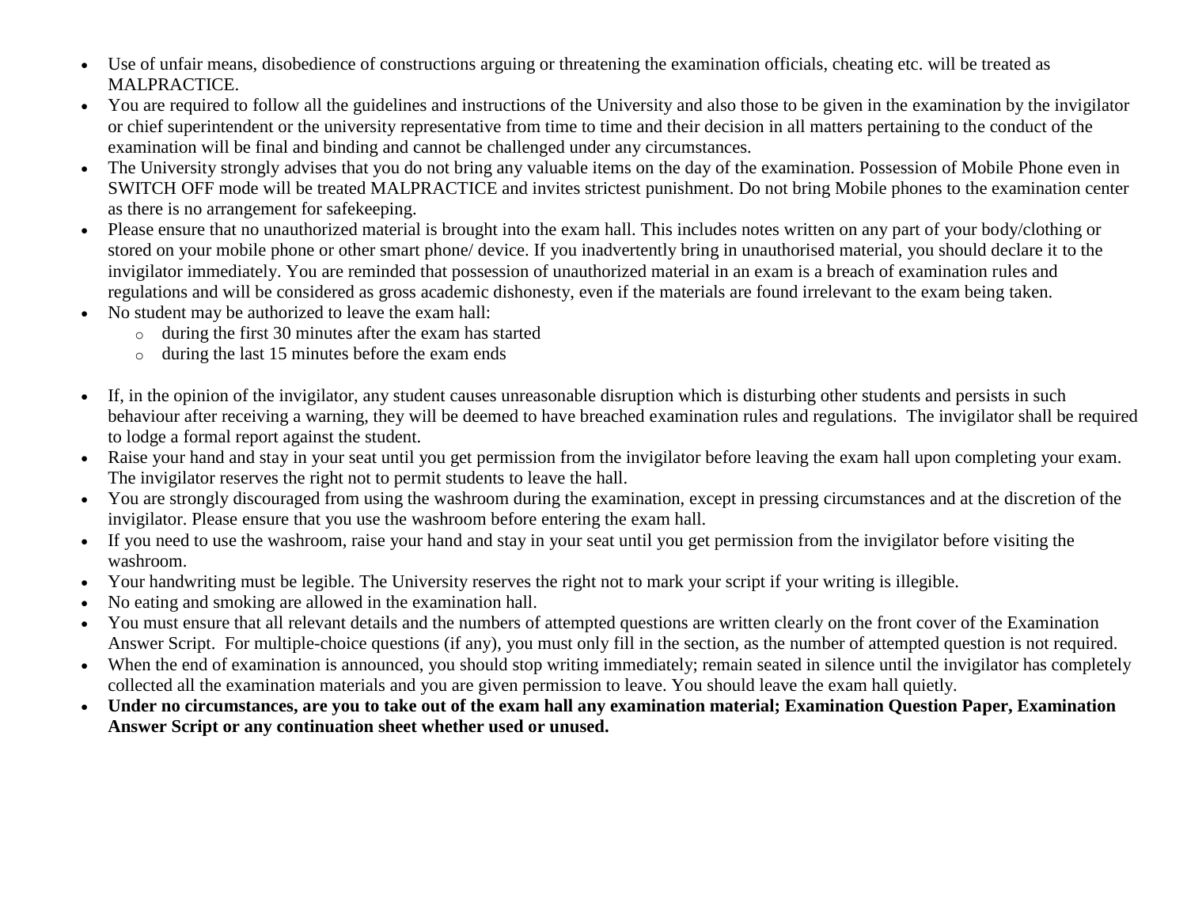- Use of unfair means, disobedience of constructions arguing or threatening the examination officials, cheating etc. will be treated as MALPRACTICE.
- You are required to follow all the guidelines and instructions of the University and also those to be given in the examination by the invigilator or chief superintendent or the university representative from time to time and their decision in all matters pertaining to the conduct of the examination will be final and binding and cannot be challenged under any circumstances.
- The University strongly advises that you do not bring any valuable items on the day of the examination. Possession of Mobile Phone even in SWITCH OFF mode will be treated MALPRACTICE and invites strictest punishment. Do not bring Mobile phones to the examination center as there is no arrangement for safekeeping.
- Please ensure that no unauthorized material is brought into the exam hall. This includes notes written on any part of your body/clothing or stored on your mobile phone or other smart phone/ device. If you inadvertently bring in unauthorised material, you should declare it to the invigilator immediately. You are reminded that possession of unauthorized material in an exam is a breach of examination rules and regulations and will be considered as gross academic dishonesty, even if the materials are found irrelevant to the exam being taken.
- No student may be authorized to leave the exam hall:
  - during the first 30 minutes after the exam has started
  - during the last 15 minutes before the exam ends
- If, in the opinion of the invigilator, any student causes unreasonable disruption which is disturbing other students and persists in such behaviour after receiving a warning, they will be deemed to have breached examination rules and regulations. The invigilator shall be required to lodge a formal report against the student.
- Raise your hand and stay in your seat until you get permission from the invigilator before leaving the exam hall upon completing your exam. The invigilator reserves the right not to permit students to leave the hall.
- You are strongly discouraged from using the washroom during the examination, except in pressing circumstances and at the discretion of the invigilator. Please ensure that you use the washroom before entering the exam hall.
- If you need to use the washroom, raise your hand and stay in your seat until you get permission from the invigilator before visiting the washroom.
- Your handwriting must be legible. The University reserves the right not to mark your script if your writing is illegible.
- No eating and smoking are allowed in the examination hall.
- You must ensure that all relevant details and the numbers of attempted questions are written clearly on the front cover of the Examination Answer Script. For multiple-choice questions (if any), you must only fill in the section, as the number of attempted question is not required.
- When the end of examination is announced, you should stop writing immediately; remain seated in silence until the invigilator has completely collected all the examination materials and you are given permission to leave. You should leave the exam hall quietly.
- **Under no circumstances, are you to take out of the exam hall any examination material; Examination Question Paper, Examination Answer Script or any continuation sheet whether used or unused.**